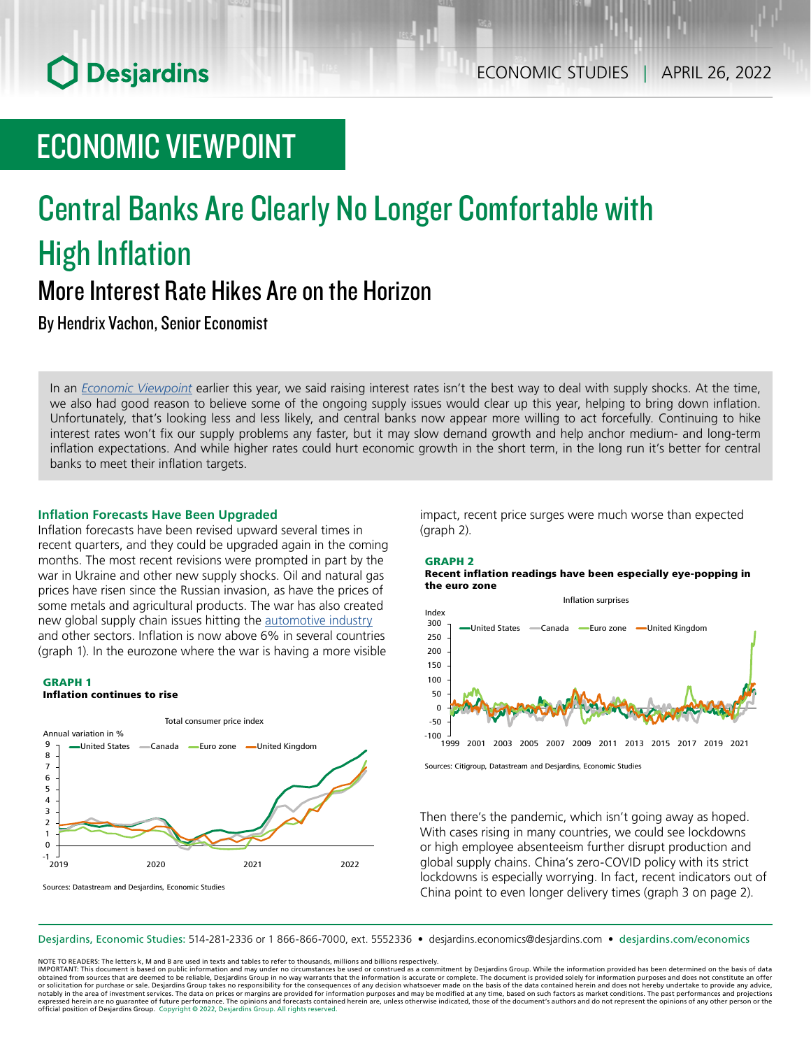# ECONOMIC VIEWPOINT

# Central Banks Are Clearly No Longer Comfortable with High Inflation

## More Interest Rate Hikes Are on the Horizon

By Hendrix Vachon, Senior Economist

In an *Economic Viewpoint* earlier this year, we said raising interest rates isn't the best way to deal with supply shocks. At the time, we also had good reason to believe some of the ongoing supply issues would clear up this year, helping to bring down inflation. Unfortunately, that's looking less and less likely, and central banks now appear more willing to act forcefully. Continuing to hike interest rates won't fix our supply problems any faster, but it may slow demand growth and help anchor medium- and long-term inflation expectations. And while higher rates could hurt economic growth in the short term, in the long run it's better for central banks to meet their inflation targets.

### Inflation Forecasts Have Been Upgraded

Inflation forecasts have been revised upward several times in recent quarters, and they could be upgraded again in the coming months. The most recent revisions were prompted in part by the war in Ukraine and other new supply shocks. Oil and natural gas prices have risen since the Russian invasion, as have the prices of some metals and agricultural products. The war has also created new global supply chain issues hitting the automotive industry and other sectors. Inflation is now above 6% in several countries (graph 1). In the eurozone where the war is having a more visible impact, recent price surges were much worse than expected (graph 2).

**GRAPH 1**
**Inflation continues to rise**

Total consumer price index — Annual variation in % — United States, Canada, Euro zone, United Kingdom (2019–2022)

Sources: Datastream and Desjardins, Economic Studies

**GRAPH 2**
**Recent inflation readings have been especially eye-popping in the euro zone**

Inflation surprises — Index — United States, Canada, Euro zone, United Kingdom (1999–2021)

Sources: Citigroup, Datastream and Desjardins, Economic Studies

Then there's the pandemic, which isn't going away as hoped. With cases rising in many countries, we could see lockdowns or high employee absenteeism further disrupt production and global supply chains. China's zero-COVID policy with its strict lockdowns is especially worrying. In fact, recent indicators out of China point to even longer delivery times (graph 3 on page 2).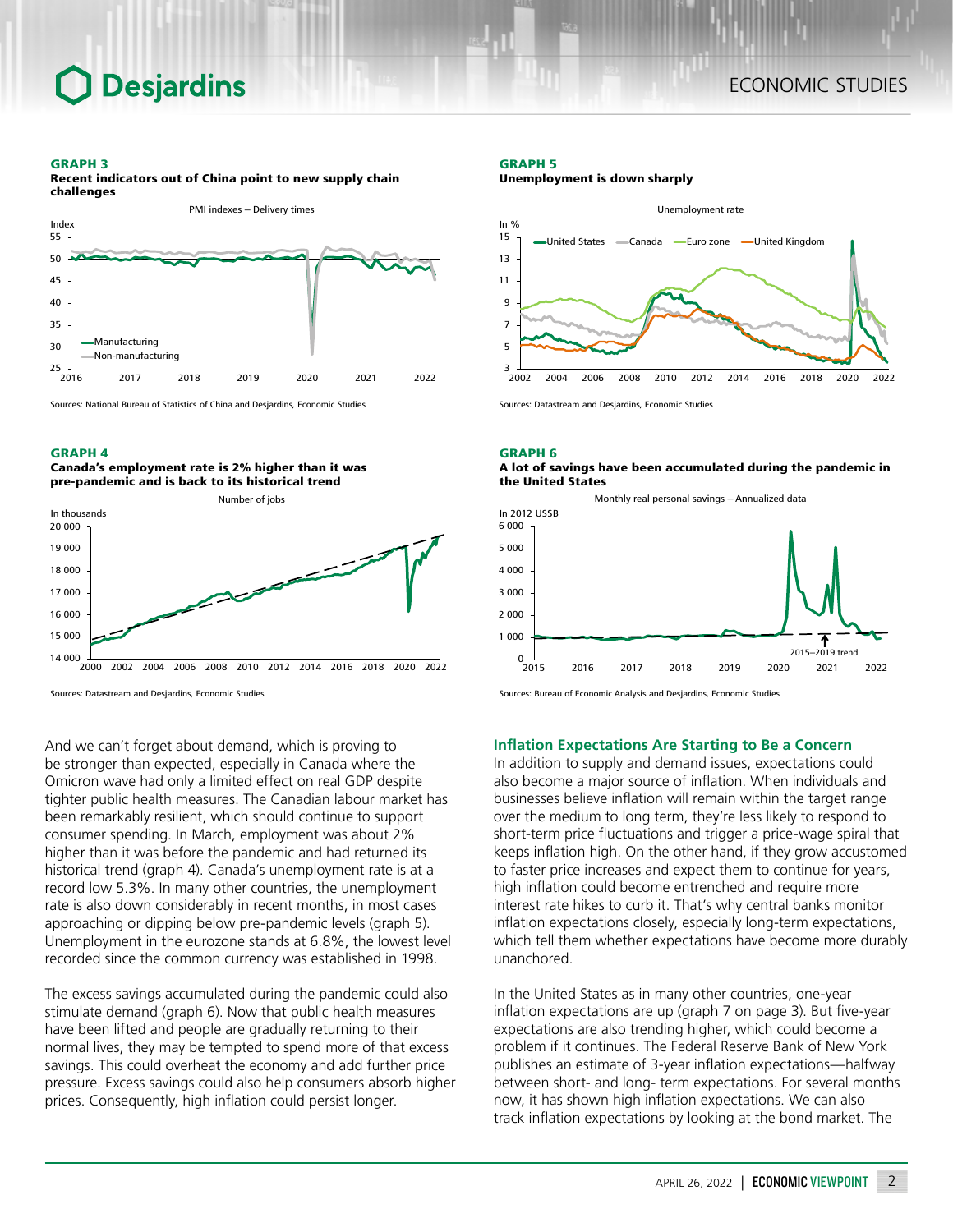**GRAPH 3**
**Recent indicators out of China point to new supply chain challenges**

PMI indexes – Delivery times

Sources: National Bureau of Statistics of China and Desjardins, Economic Studies

**GRAPH 4**
**Canada's employment rate is 2% higher than it was pre-pandemic and is back to its historical trend**

Number of jobs

Sources: Datastream and Desjardins, Economic Studies

**GRAPH 5**
**Unemployment is down sharply**

Unemployment rate

Sources: Datastream and Desjardins, Economic Studies

**GRAPH 6**
**A lot of savings have been accumulated during the pandemic in the United States**

Monthly real personal savings – Annualized data

Sources: Bureau of Economic Analysis and Desjardins, Economic Studies

And we can't forget about demand, which is proving to be stronger than expected, especially in Canada where the Omicron wave had only a limited effect on real GDP despite tighter public health measures. The Canadian labour market has been remarkably resilient, which should continue to support consumer spending. In March, employment was about 2% higher than it was before the pandemic and had returned its historical trend (graph 4). Canada's unemployment rate is at a record low 5.3%. In many other countries, the unemployment rate is also down considerably in recent months, in most cases approaching or dipping below pre-pandemic levels (graph 5). Unemployment in the eurozone stands at 6.8%, the lowest level recorded since the common currency was established in 1998.

The excess savings accumulated during the pandemic could also stimulate demand (graph 6). Now that public health measures have been lifted and people are gradually returning to their normal lives, they may be tempted to spend more of that excess savings. This could overheat the economy and add further price pressure. Excess savings could also help consumers absorb higher prices. Consequently, high inflation could persist longer.

## Inflation Expectations Are Starting to Be a Concern

In addition to supply and demand issues, expectations could also become a major source of inflation. When individuals and businesses believe inflation will remain within the target range over the medium to long term, they're less likely to respond to short-term price fluctuations and trigger a price-wage spiral that keeps inflation high. On the other hand, if they grow accustomed to faster price increases and expect them to continue for years, high inflation could become entrenched and require more interest rate hikes to curb it. That's why central banks monitor inflation expectations closely, especially long-term expectations, which tell them whether expectations have become more durably unanchored.

In the United States as in many other countries, one-year inflation expectations are up (graph 7 on page 3). But five-year expectations are also trending higher, which could become a problem if it continues. The Federal Reserve Bank of New York publishes an estimate of 3-year inflation expectations—halfway between short- and long- term expectations. For several months now, it has shown high inflation expectations. We can also track inflation expectations by looking at the bond market. The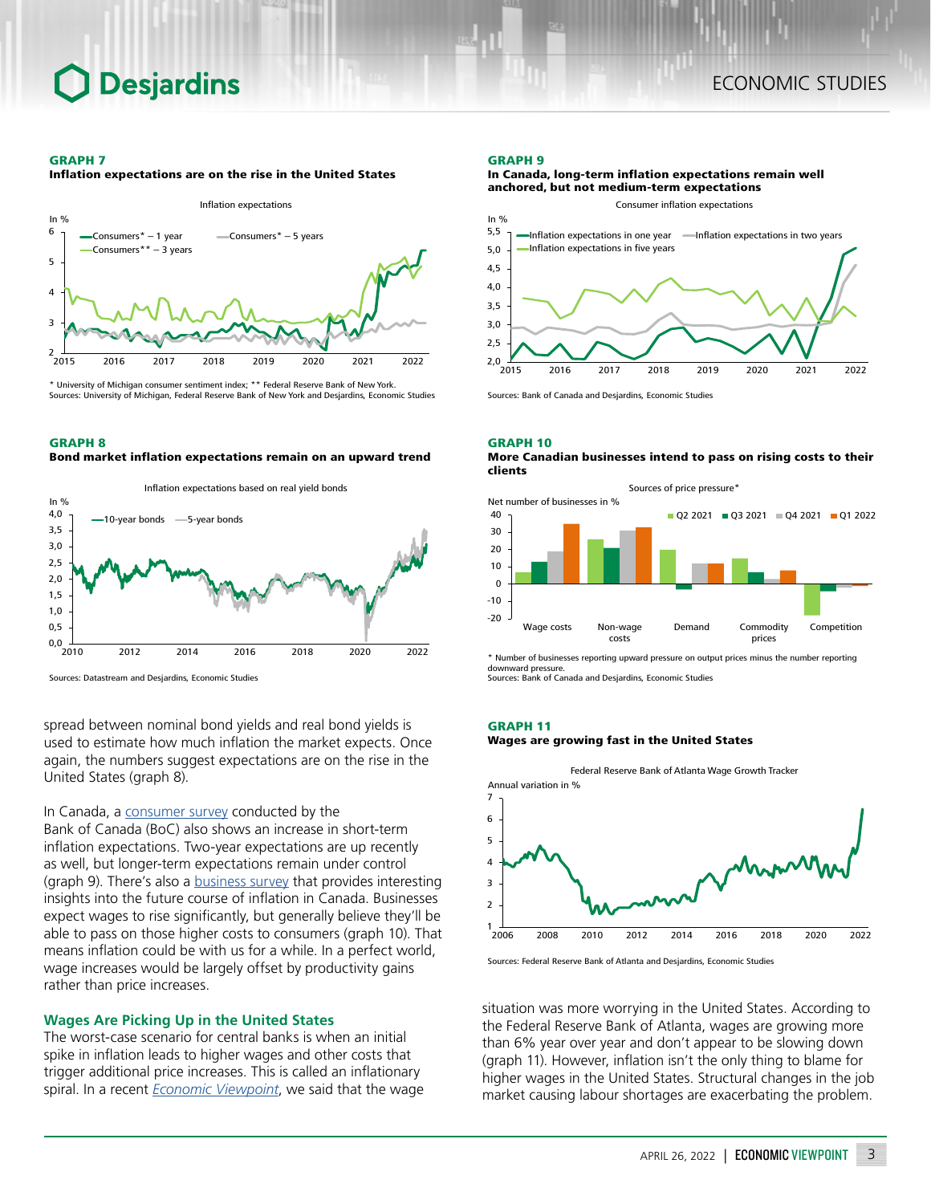**GRAPH 7**
**Inflation expectations are on the rise in the United States**

\* University of Michigan consumer sentiment index; \*\* Federal Reserve Bank of New York.
Sources: University of Michigan, Federal Reserve Bank of New York and Desjardins, Economic Studies

**GRAPH 8**
**Bond market inflation expectations remain on an upward trend**

Sources: Datastream and Desjardins, Economic Studies

spread between nominal bond yields and real bond yields is used to estimate how much inflation the market expects. Once again, the numbers suggest expectations are on the rise in the United States (graph 8).

In Canada, a consumer survey conducted by the Bank of Canada (BoC) also shows an increase in short-term inflation expectations. Two-year expectations are up recently as well, but longer-term expectations remain under control (graph 9). There's also a business survey that provides interesting insights into the future course of inflation in Canada. Businesses expect wages to rise significantly, but generally believe they'll be able to pass on those higher costs to consumers (graph 10). That means inflation could be with us for a while. In a perfect world, wage increases would be largely offset by productivity gains rather than price increases.

## Wages Are Picking Up in the United States

The worst-case scenario for central banks is when an initial spike in inflation leads to higher wages and other costs that trigger additional price increases. This is called an inflationary spiral. In a recent *Economic Viewpoint*, we said that the wage situation was more worrying in the United States. According to the Federal Reserve Bank of Atlanta, wages are growing more than 6% year over year and don't appear to be slowing down (graph 11). However, inflation isn't the only thing to blame for higher wages in the United States. Structural changes in the job market causing labour shortages are exacerbating the problem.

**GRAPH 9**
**In Canada, long-term inflation expectations remain well anchored, but not medium-term expectations**

Sources: Bank of Canada and Desjardins, Economic Studies

**GRAPH 10**
**More Canadian businesses intend to pass on rising costs to their clients**

\* Number of businesses reporting upward pressure on output prices minus the number reporting downward pressure.
Sources: Bank of Canada and Desjardins, Economic Studies

**GRAPH 11**
**Wages are growing fast in the United States**

Sources: Federal Reserve Bank of Atlanta and Desjardins, Economic Studies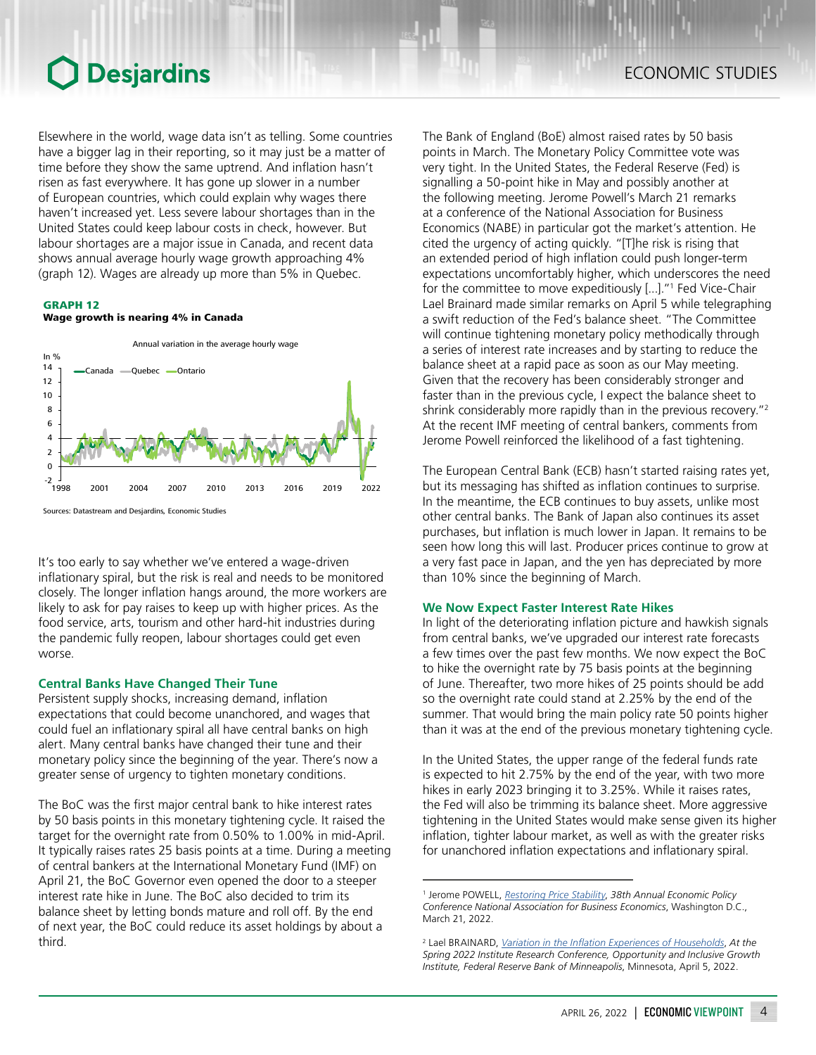Elsewhere in the world, wage data isn't as telling. Some countries have a bigger lag in their reporting, so it may just be a matter of time before they show the same uptrend. And inflation hasn't risen as fast everywhere. It has gone up slower in a number of European countries, which could explain why wages there haven't increased yet. Less severe labour shortages than in the United States could keep labour costs in check, however. But labour shortages are a major issue in Canada, and recent data shows annual average hourly wage growth approaching 4% (graph 12). Wages are already up more than 5% in Quebec.

**GRAPH 12**
**Wage growth is nearing 4% in Canada**

Annual variation in the average hourly wage

Sources: Datastream and Desjardins, Economic Studies

It's too early to say whether we've entered a wage-driven inflationary spiral, but the risk is real and needs to be monitored closely. The longer inflation hangs around, the more workers are likely to ask for pay raises to keep up with higher prices. As the food service, arts, tourism and other hard-hit industries during the pandemic fully reopen, labour shortages could get even worse.

### Central Banks Have Changed Their Tune

Persistent supply shocks, increasing demand, inflation expectations that could become unanchored, and wages that could fuel an inflationary spiral all have central banks on high alert. Many central banks have changed their tune and their monetary policy since the beginning of the year. There's now a greater sense of urgency to tighten monetary conditions.

The BoC was the first major central bank to hike interest rates by 50 basis points in this monetary tightening cycle. It raised the target for the overnight rate from 0.50% to 1.00% in mid-April. It typically raises rates 25 basis points at a time. During a meeting of central bankers at the International Monetary Fund (IMF) on April 21, the BoC Governor even opened the door to a steeper interest rate hike in June. The BoC also decided to trim its balance sheet by letting bonds mature and roll off. By the end of next year, the BoC could reduce its asset holdings by about a third.

The Bank of England (BoE) almost raised rates by 50 basis points in March. The Monetary Policy Committee vote was very tight. In the United States, the Federal Reserve (Fed) is signalling a 50-point hike in May and possibly another at the following meeting. Jerome Powell's March 21 remarks at a conference of the National Association for Business Economics (NABE) in particular got the market's attention. He cited the urgency of acting quickly. "[T]he risk is rising that an extended period of high inflation could push longer-term expectations uncomfortably higher, which underscores the need for the committee to move expeditiously [...]."[1] Fed Vice-Chair Lael Brainard made similar remarks on April 5 while telegraphing a swift reduction of the Fed's balance sheet. "The Committee will continue tightening monetary policy methodically through a series of interest rate increases and by starting to reduce the balance sheet at a rapid pace as soon as our May meeting. Given that the recovery has been considerably stronger and faster than in the previous cycle, I expect the balance sheet to shrink considerably more rapidly than in the previous recovery."[2] At the recent IMF meeting of central bankers, comments from Jerome Powell reinforced the likelihood of a fast tightening.

The European Central Bank (ECB) hasn't started raising rates yet, but its messaging has shifted as inflation continues to surprise. In the meantime, the ECB continues to buy assets, unlike most other central banks. The Bank of Japan also continues its asset purchases, but inflation is much lower in Japan. It remains to be seen how long this will last. Producer prices continue to grow at a very fast pace in Japan, and the yen has depreciated by more than 10% since the beginning of March.

### We Now Expect Faster Interest Rate Hikes

In light of the deteriorating inflation picture and hawkish signals from central banks, we've upgraded our interest rate forecasts a few times over the past few months. We now expect the BoC to hike the overnight rate by 75 basis points at the beginning of June. Thereafter, two more hikes of 25 points should be add so the overnight rate could stand at 2.25% by the end of the summer. That would bring the main policy rate 50 points higher than it was at the end of the previous monetary tightening cycle.

In the United States, the upper range of the federal funds rate is expected to hit 2.75% by the end of the year, with two more hikes in early 2023 bringing it to 3.25%. While it raises rates, the Fed will also be trimming its balance sheet. More aggressive tightening in the United States would make sense given its higher inflation, tighter labour market, as well as with the greater risks for unanchored inflation expectations and inflationary spiral.

---

[1] Jerome POWELL, *Restoring Price Stability*, *38th Annual Economic Policy Conference National Association for Business Economics*, Washington D.C., March 21, 2022.

[2] Lael BRAINARD, *Variation in the Inflation Experiences of Households*, *At the Spring 2022 Institute Research Conference, Opportunity and Inclusive Growth Institute, Federal Reserve Bank of Minneapolis*, Minnesota, April 5, 2022.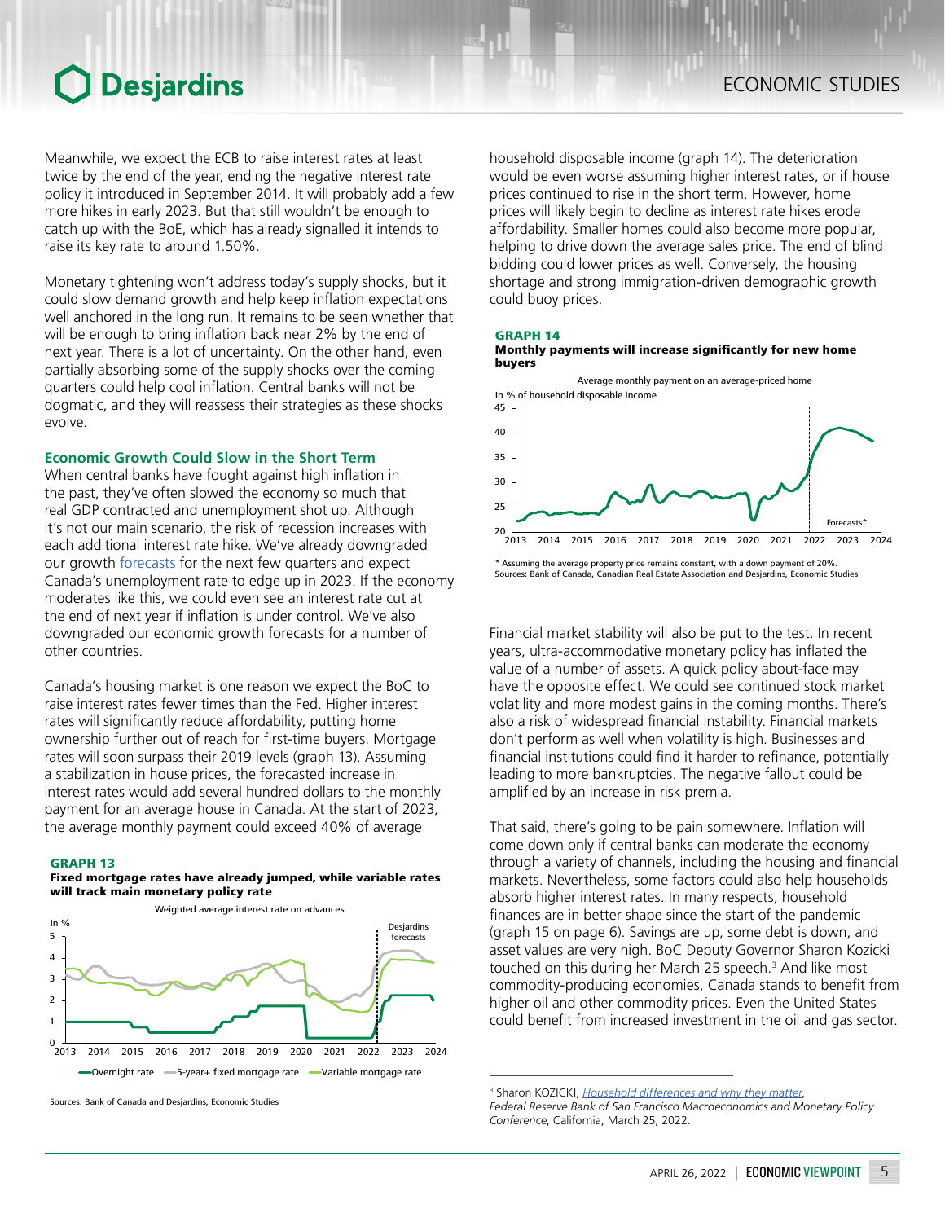Meanwhile, we expect the ECB to raise interest rates at least twice by the end of the year, ending the negative interest rate policy it introduced in September 2014. It will probably add a few more hikes in early 2023. But that still wouldn't be enough to catch up with the BoE, which has already signalled it intends to raise its key rate to around 1.50%.

Monetary tightening won't address today's supply shocks, but it could slow demand growth and help keep inflation expectations well anchored in the long run. It remains to be seen whether that will be enough to bring inflation back near 2% by the end of next year. There is a lot of uncertainty. On the other hand, even partially absorbing some of the supply shocks over the coming quarters could help cool inflation. Central banks will not be dogmatic, and they will reassess their strategies as these shocks evolve.

### Economic Growth Could Slow in the Short Term

When central banks have fought against high inflation in the past, they've often slowed the economy so much that real GDP contracted and unemployment shot up. Although it's not our main scenario, the risk of recession increases with each additional interest rate hike. We've already downgraded our growth forecasts for the next few quarters and expect Canada's unemployment rate to edge up in 2023. If the economy moderates like this, we could even see an interest rate cut at the end of next year if inflation is under control. We've also downgraded our economic growth forecasts for a number of other countries.

Canada's housing market is one reason we expect the BoC to raise interest rates fewer times than the Fed. Higher interest rates will significantly reduce affordability, putting home ownership further out of reach for first-time buyers. Mortgage rates will soon surpass their 2019 levels (graph 13). Assuming a stabilization in house prices, the forecasted increase in interest rates would add several hundred dollars to the monthly payment for an average house in Canada. At the start of 2023, the average monthly payment could exceed 40% of average household disposable income (graph 14). The deterioration would be even worse assuming higher interest rates, or if house prices continued to rise in the short term. However, home prices will likely begin to decline as interest rate hikes erode affordability. Smaller homes could also become more popular, helping to drive down the average sales price. The end of blind bidding could lower prices as well. Conversely, the housing shortage and strong immigration-driven demographic growth could buoy prices.

**GRAPH 13**
**Fixed mortgage rates have already jumped, while variable rates will track main monetary policy rate**

Weighted average interest rate on advances (In %) — Overnight rate; 5-year+ fixed mortgage rate; Variable mortgage rate; Desjardins forecasts

Sources: Bank of Canada and Desjardins, Economic Studies

**GRAPH 14**
**Monthly payments will increase significantly for new home buyers**

Average monthly payment on an average-priced home (In % of household disposable income) — Forecasts*

* Assuming the average property price remains constant, with a down payment of 20%.
Sources: Bank of Canada, Canadian Real Estate Association and Desjardins, Economic Studies

Financial market stability will also be put to the test. In recent years, ultra-accommodative monetary policy has inflated the value of a number of assets. A quick policy about-face may have the opposite effect. We could see continued stock market volatility and more modest gains in the coming months. There's also a risk of widespread financial instability. Financial markets don't perform as well when volatility is high. Businesses and financial institutions could find it harder to refinance, potentially leading to more bankruptcies. The negative fallout could be amplified by an increase in risk premia.

That said, there's going to be pain somewhere. Inflation will come down only if central banks can moderate the economy through a variety of channels, including the housing and financial markets. Nevertheless, some factors could also help households absorb higher interest rates. In many respects, household finances are in better shape since the start of the pandemic (graph 15 on page 6). Savings are up, some debt is down, and asset values are very high. BoC Deputy Governor Sharon Kozicki touched on this during her March 25 speech.[3] And like most commodity-producing economies, Canada stands to benefit from higher oil and other commodity prices. Even the United States could benefit from increased investment in the oil and gas sector.

---

[3] Sharon KOZICKI, *Household differences and why they matter*, *Federal Reserve Bank of San Francisco Macroeconomics and Monetary Policy Conference*, California, March 25, 2022.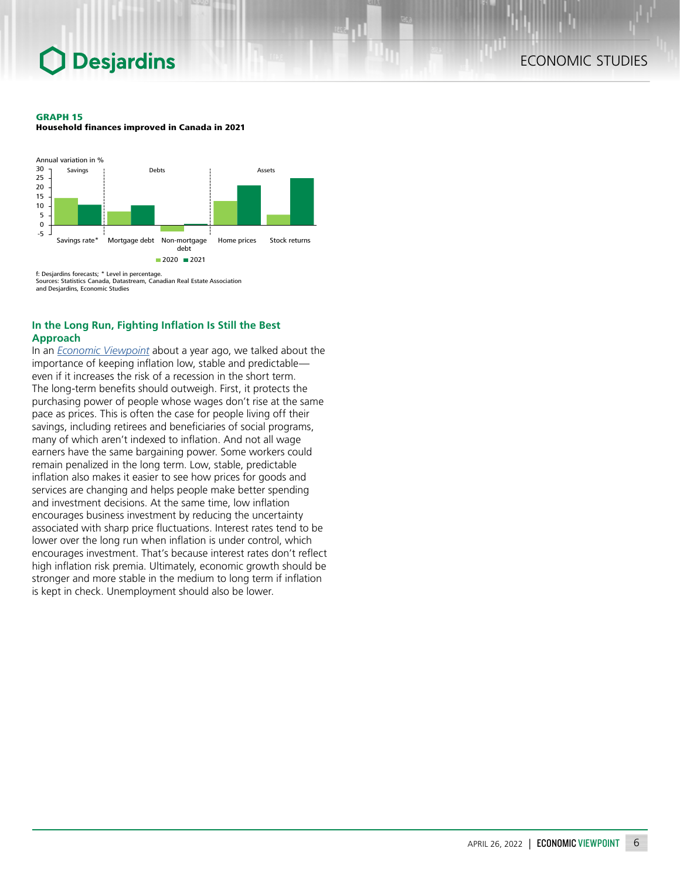**GRAPH 15**
**Household finances improved in Canada in 2021**

Annual variation in %

30
25
20
15
10
5
0
-5

Savings
Debts
Assets

Savings rate*
Mortgage debt
Non-mortgage debt
Home prices
Stock returns

2020
2021

f: Desjardins forecasts; * Level in percentage.
Sources: Statistics Canada, Datastream, Canadian Real Estate Association and Desjardins, Economic Studies

## In the Long Run, Fighting Inflation Is Still the Best Approach

In an *Economic Viewpoint* about a year ago, we talked about the importance of keeping inflation low, stable and predictable—even if it increases the risk of a recession in the short term. The long-term benefits should outweigh. First, it protects the purchasing power of people whose wages don't rise at the same pace as prices. This is often the case for people living off their savings, including retirees and beneficiaries of social programs, many of which aren't indexed to inflation. And not all wage earners have the same bargaining power. Some workers could remain penalized in the long term. Low, stable, predictable inflation also makes it easier to see how prices for goods and services are changing and helps people make better spending and investment decisions. At the same time, low inflation encourages business investment by reducing the uncertainty associated with sharp price fluctuations. Interest rates tend to be lower over the long run when inflation is under control, which encourages investment. That's because interest rates don't reflect high inflation risk premia. Ultimately, economic growth should be stronger and more stable in the medium to long term if inflation is kept in check. Unemployment should also be lower.